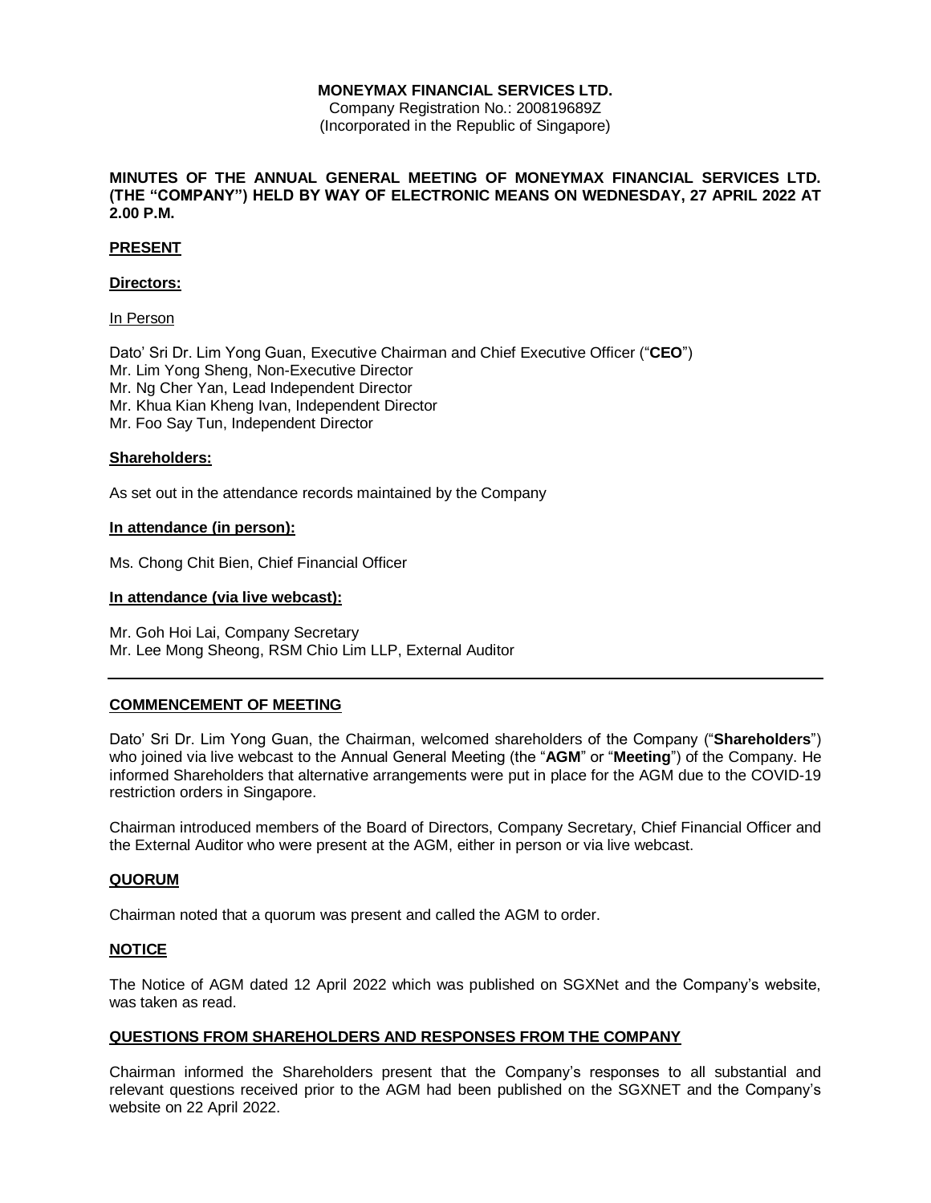**MONEYMAX FINANCIAL SERVICES LTD.**
Company Registration No.: 200819689Z
(Incorporated in the Republic of Singapore)

**MINUTES OF THE ANNUAL GENERAL MEETING OF MONEYMAX FINANCIAL SERVICES LTD. (THE "COMPANY") HELD BY WAY OF ELECTRONIC MEANS ON WEDNESDAY, 27 APRIL 2022 AT 2.00 P.M.**

**PRESENT**

**Directors:**

In Person

Dato' Sri Dr. Lim Yong Guan, Executive Chairman and Chief Executive Officer ("**CEO**")
Mr. Lim Yong Sheng, Non-Executive Director
Mr. Ng Cher Yan, Lead Independent Director
Mr. Khua Kian Kheng Ivan, Independent Director
Mr. Foo Say Tun, Independent Director

**Shareholders:**

As set out in the attendance records maintained by the Company

**In attendance (in person):**

Ms. Chong Chit Bien, Chief Financial Officer

**In attendance (via live webcast):**

Mr. Goh Hoi Lai, Company Secretary
Mr. Lee Mong Sheong, RSM Chio Lim LLP, External Auditor

---

**COMMENCEMENT OF MEETING**

Dato' Sri Dr. Lim Yong Guan, the Chairman, welcomed shareholders of the Company ("**Shareholders**") who joined via live webcast to the Annual General Meeting (the "**AGM**" or "**Meeting**") of the Company. He informed Shareholders that alternative arrangements were put in place for the AGM due to the COVID-19 restriction orders in Singapore.

Chairman introduced members of the Board of Directors, Company Secretary, Chief Financial Officer and the External Auditor who were present at the AGM, either in person or via live webcast.

**QUORUM**

Chairman noted that a quorum was present and called the AGM to order.

**NOTICE**

The Notice of AGM dated 12 April 2022 which was published on SGXNet and the Company's website, was taken as read.

**QUESTIONS FROM SHAREHOLDERS AND RESPONSES FROM THE COMPANY**

Chairman informed the Shareholders present that the Company's responses to all substantial and relevant questions received prior to the AGM had been published on the SGXNET and the Company's website on 22 April 2022.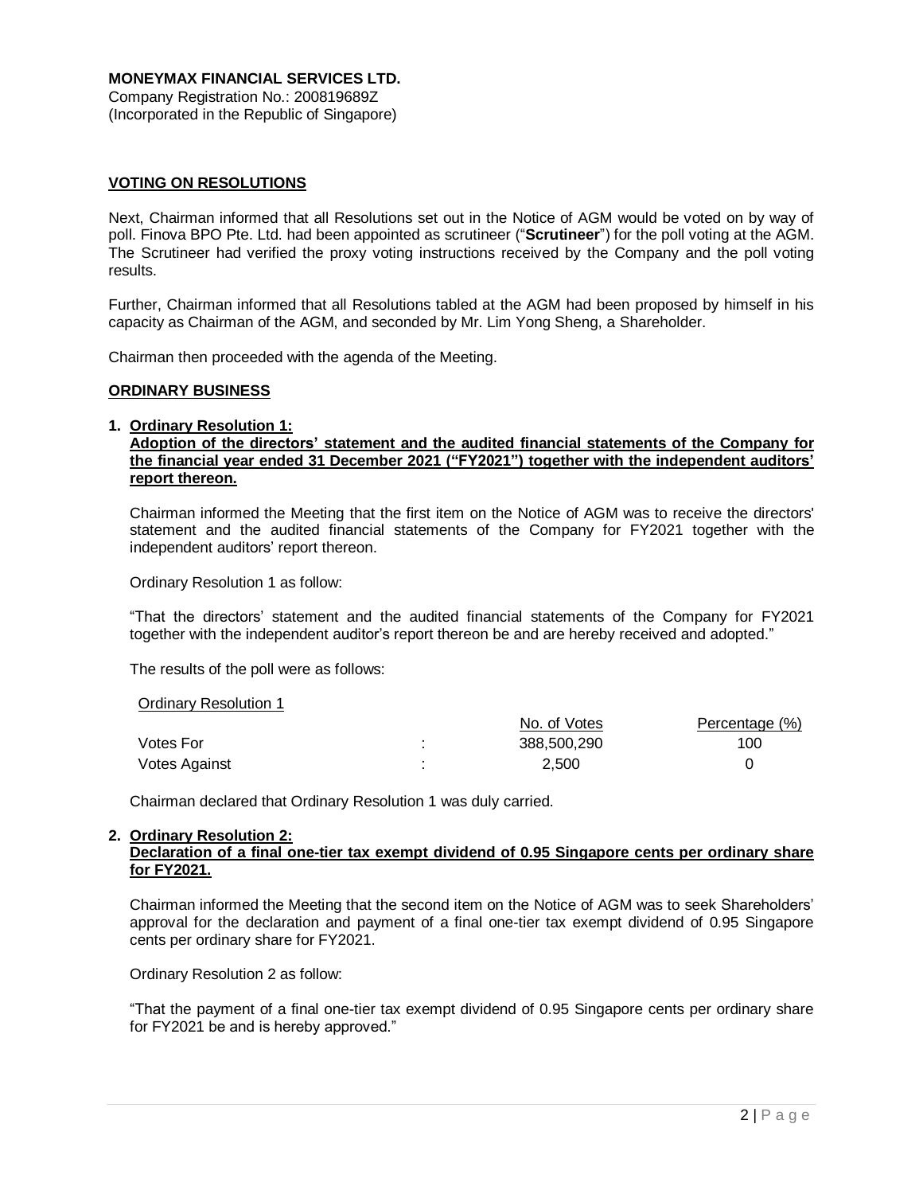**MONEYMAX FINANCIAL SERVICES LTD.**
Company Registration No.: 200819689Z
(Incorporated in the Republic of Singapore)

**VOTING ON RESOLUTIONS**

Next, Chairman informed that all Resolutions set out in the Notice of AGM would be voted on by way of poll. Finova BPO Pte. Ltd. had been appointed as scrutineer ("**Scrutineer**") for the poll voting at the AGM. The Scrutineer had verified the proxy voting instructions received by the Company and the poll voting results.

Further, Chairman informed that all Resolutions tabled at the AGM had been proposed by himself in his capacity as Chairman of the AGM, and seconded by Mr. Lim Yong Sheng, a Shareholder.

Chairman then proceeded with the agenda of the Meeting.

**ORDINARY BUSINESS**

1. **Ordinary Resolution 1:**
**Adoption of the directors' statement and the audited financial statements of the Company for the financial year ended 31 December 2021 ("FY2021") together with the independent auditors' report thereon.**

Chairman informed the Meeting that the first item on the Notice of AGM was to receive the directors' statement and the audited financial statements of the Company for FY2021 together with the independent auditors' report thereon.

Ordinary Resolution 1 as follow:

"That the directors' statement and the audited financial statements of the Company for FY2021 together with the independent auditor's report thereon be and are hereby received and adopted."

The results of the poll were as follows:

Ordinary Resolution 1

| | | No. of Votes | Percentage (%) |
|---|---|---|---|
| Votes For | : | 388,500,290 | 100 |
| Votes Against | : | 2,500 | 0 |

Chairman declared that Ordinary Resolution 1 was duly carried.

2. **Ordinary Resolution 2:**
**Declaration of a final one-tier tax exempt dividend of 0.95 Singapore cents per ordinary share for FY2021.**

Chairman informed the Meeting that the second item on the Notice of AGM was to seek Shareholders' approval for the declaration and payment of a final one-tier tax exempt dividend of 0.95 Singapore cents per ordinary share for FY2021.

Ordinary Resolution 2 as follow:

"That the payment of a final one-tier tax exempt dividend of 0.95 Singapore cents per ordinary share for FY2021 be and is hereby approved."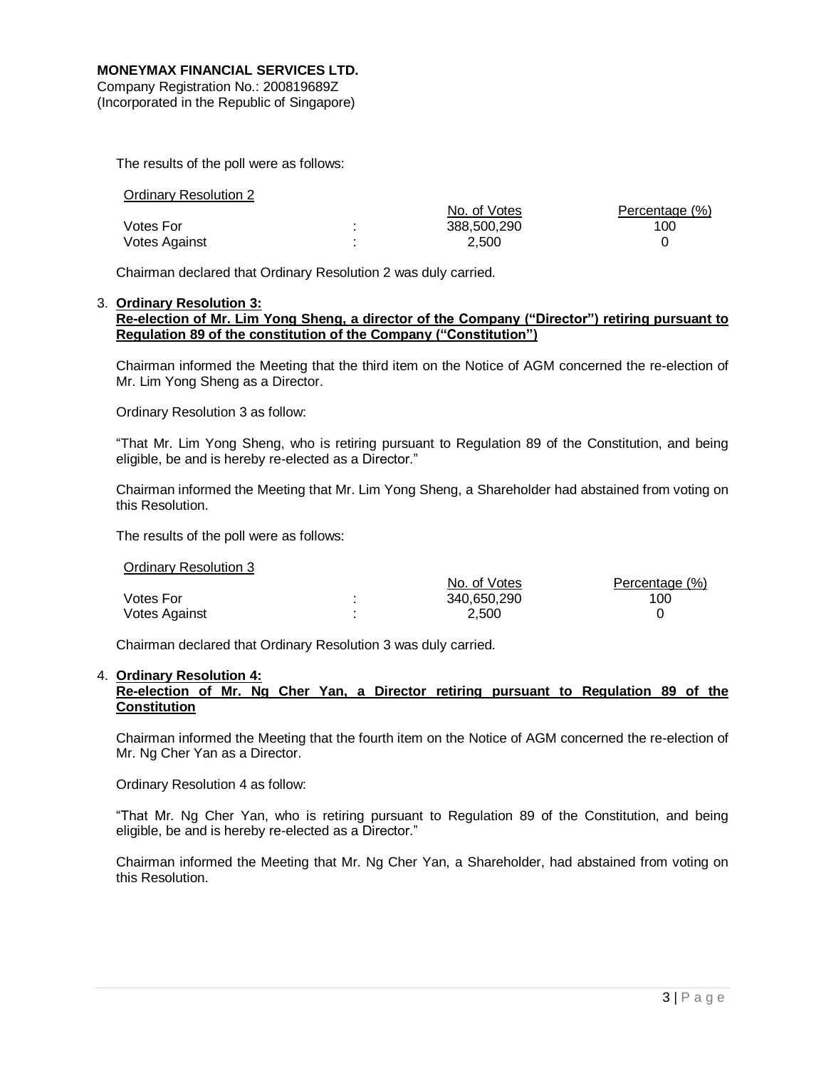The results of the poll were as follows:

Ordinary Resolution 2

| | | No. of Votes | Percentage (%) |
|---|---|---|---|
| Votes For | : | 388,500,290 | 100 |
| Votes Against | : | 2,500 | 0 |

Chairman declared that Ordinary Resolution 2 was duly carried.

3. **Ordinary Resolution 3:**
**Re-election of Mr. Lim Yong Sheng, a director of the Company ("Director") retiring pursuant to Regulation 89 of the constitution of the Company ("Constitution")**

Chairman informed the Meeting that the third item on the Notice of AGM concerned the re-election of Mr. Lim Yong Sheng as a Director.

Ordinary Resolution 3 as follow:

"That Mr. Lim Yong Sheng, who is retiring pursuant to Regulation 89 of the Constitution, and being eligible, be and is hereby re-elected as a Director."

Chairman informed the Meeting that Mr. Lim Yong Sheng, a Shareholder had abstained from voting on this Resolution.

The results of the poll were as follows:

Ordinary Resolution 3

| | | No. of Votes | Percentage (%) |
|---|---|---|---|
| Votes For | : | 340,650,290 | 100 |
| Votes Against | : | 2,500 | 0 |

Chairman declared that Ordinary Resolution 3 was duly carried.

4. **Ordinary Resolution 4:**
**Re-election of Mr. Ng Cher Yan, a Director retiring pursuant to Regulation 89 of the Constitution**

Chairman informed the Meeting that the fourth item on the Notice of AGM concerned the re-election of Mr. Ng Cher Yan as a Director.

Ordinary Resolution 4 as follow:

"That Mr. Ng Cher Yan, who is retiring pursuant to Regulation 89 of the Constitution, and being eligible, be and is hereby re-elected as a Director."

Chairman informed the Meeting that Mr. Ng Cher Yan, a Shareholder, had abstained from voting on this Resolution.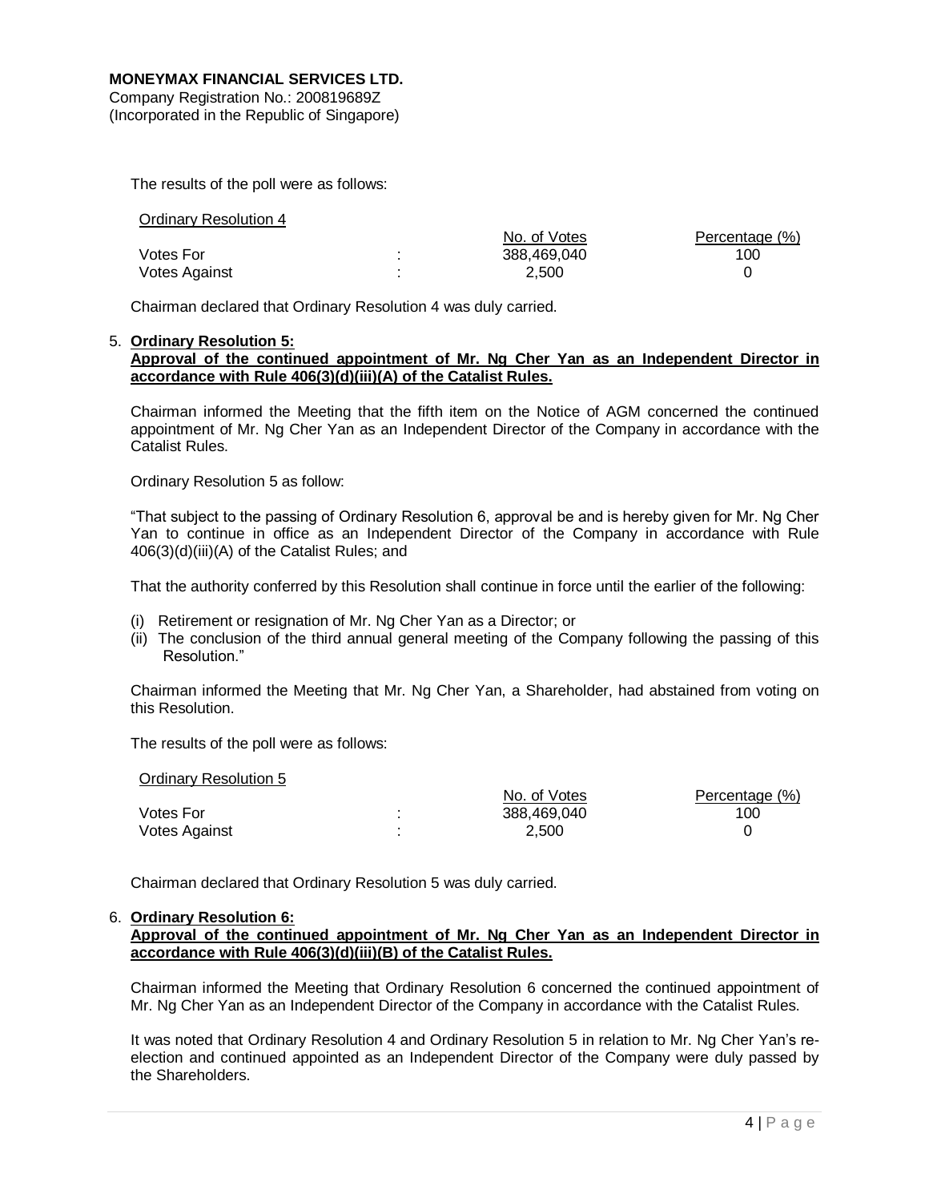**MONEYMAX FINANCIAL SERVICES LTD.**
Company Registration No.: 200819689Z
(Incorporated in the Republic of Singapore)

The results of the poll were as follows:

Ordinary Resolution 4

| | | No. of Votes | Percentage (%) |
|---|---|---|---|
| Votes For | : | 388,469,040 | 100 |
| Votes Against | : | 2,500 | 0 |

Chairman declared that Ordinary Resolution 4 was duly carried.

5. **Ordinary Resolution 5:**
**Approval of the continued appointment of Mr. Ng Cher Yan as an Independent Director in accordance with Rule 406(3)(d)(iii)(A) of the Catalist Rules.**

Chairman informed the Meeting that the fifth item on the Notice of AGM concerned the continued appointment of Mr. Ng Cher Yan as an Independent Director of the Company in accordance with the Catalist Rules.

Ordinary Resolution 5 as follow:

"That subject to the passing of Ordinary Resolution 6, approval be and is hereby given for Mr. Ng Cher Yan to continue in office as an Independent Director of the Company in accordance with Rule 406(3)(d)(iii)(A) of the Catalist Rules; and

That the authority conferred by this Resolution shall continue in force until the earlier of the following:

(i) Retirement or resignation of Mr. Ng Cher Yan as a Director; or
(ii) The conclusion of the third annual general meeting of the Company following the passing of this Resolution."

Chairman informed the Meeting that Mr. Ng Cher Yan, a Shareholder, had abstained from voting on this Resolution.

The results of the poll were as follows:

Ordinary Resolution 5

| | | No. of Votes | Percentage (%) |
|---|---|---|---|
| Votes For | : | 388,469,040 | 100 |
| Votes Against | : | 2,500 | 0 |

Chairman declared that Ordinary Resolution 5 was duly carried.

6. **Ordinary Resolution 6:**
**Approval of the continued appointment of Mr. Ng Cher Yan as an Independent Director in accordance with Rule 406(3)(d)(iii)(B) of the Catalist Rules.**

Chairman informed the Meeting that Ordinary Resolution 6 concerned the continued appointment of Mr. Ng Cher Yan as an Independent Director of the Company in accordance with the Catalist Rules.

It was noted that Ordinary Resolution 4 and Ordinary Resolution 5 in relation to Mr. Ng Cher Yan's re-election and continued appointed as an Independent Director of the Company were duly passed by the Shareholders.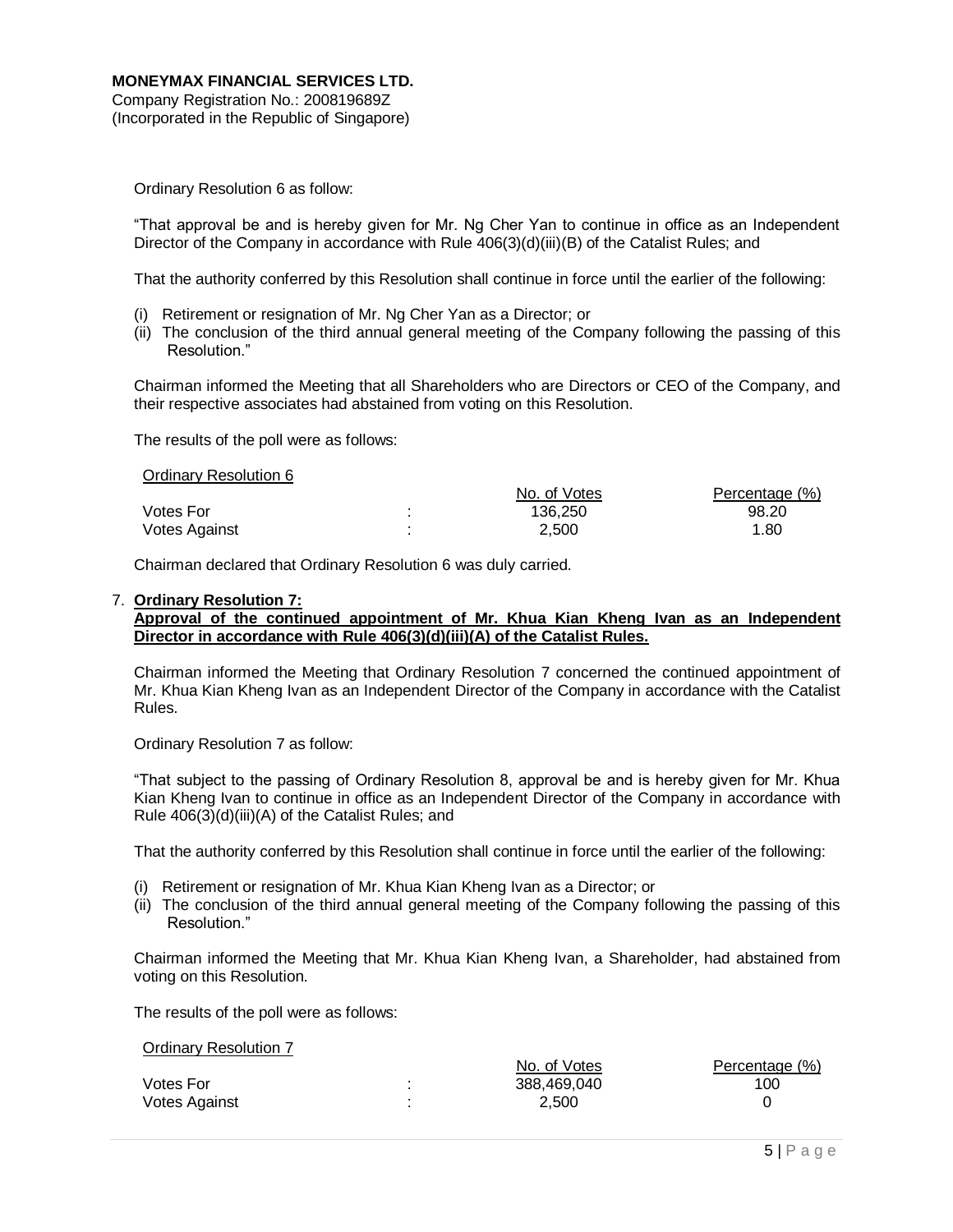**MONEYMAX FINANCIAL SERVICES LTD.**
Company Registration No.: 200819689Z
(Incorporated in the Republic of Singapore)

Ordinary Resolution 6 as follow:

"That approval be and is hereby given for Mr. Ng Cher Yan to continue in office as an Independent Director of the Company in accordance with Rule 406(3)(d)(iii)(B) of the Catalist Rules; and

That the authority conferred by this Resolution shall continue in force until the earlier of the following:

(i) Retirement or resignation of Mr. Ng Cher Yan as a Director; or
(ii) The conclusion of the third annual general meeting of the Company following the passing of this Resolution."

Chairman informed the Meeting that all Shareholders who are Directors or CEO of the Company, and their respective associates had abstained from voting on this Resolution.

The results of the poll were as follows:

| Ordinary Resolution 6 | | No. of Votes | Percentage (%) |
|---|---|---|---|
| Votes For | : | 136,250 | 98.20 |
| Votes Against | : | 2,500 | 1.80 |

Chairman declared that Ordinary Resolution 6 was duly carried.

7. **Ordinary Resolution 7:**
**Approval of the continued appointment of Mr. Khua Kian Kheng Ivan as an Independent Director in accordance with Rule 406(3)(d)(iii)(A) of the Catalist Rules.**

Chairman informed the Meeting that Ordinary Resolution 7 concerned the continued appointment of Mr. Khua Kian Kheng Ivan as an Independent Director of the Company in accordance with the Catalist Rules.

Ordinary Resolution 7 as follow:

"That subject to the passing of Ordinary Resolution 8, approval be and is hereby given for Mr. Khua Kian Kheng Ivan to continue in office as an Independent Director of the Company in accordance with Rule 406(3)(d)(iii)(A) of the Catalist Rules; and

That the authority conferred by this Resolution shall continue in force until the earlier of the following:

(i) Retirement or resignation of Mr. Khua Kian Kheng Ivan as a Director; or
(ii) The conclusion of the third annual general meeting of the Company following the passing of this Resolution."

Chairman informed the Meeting that Mr. Khua Kian Kheng Ivan, a Shareholder, had abstained from voting on this Resolution.

The results of the poll were as follows:

| Ordinary Resolution 7 | | No. of Votes | Percentage (%) |
|---|---|---|---|
| Votes For | : | 388,469,040 | 100 |
| Votes Against | : | 2,500 | 0 |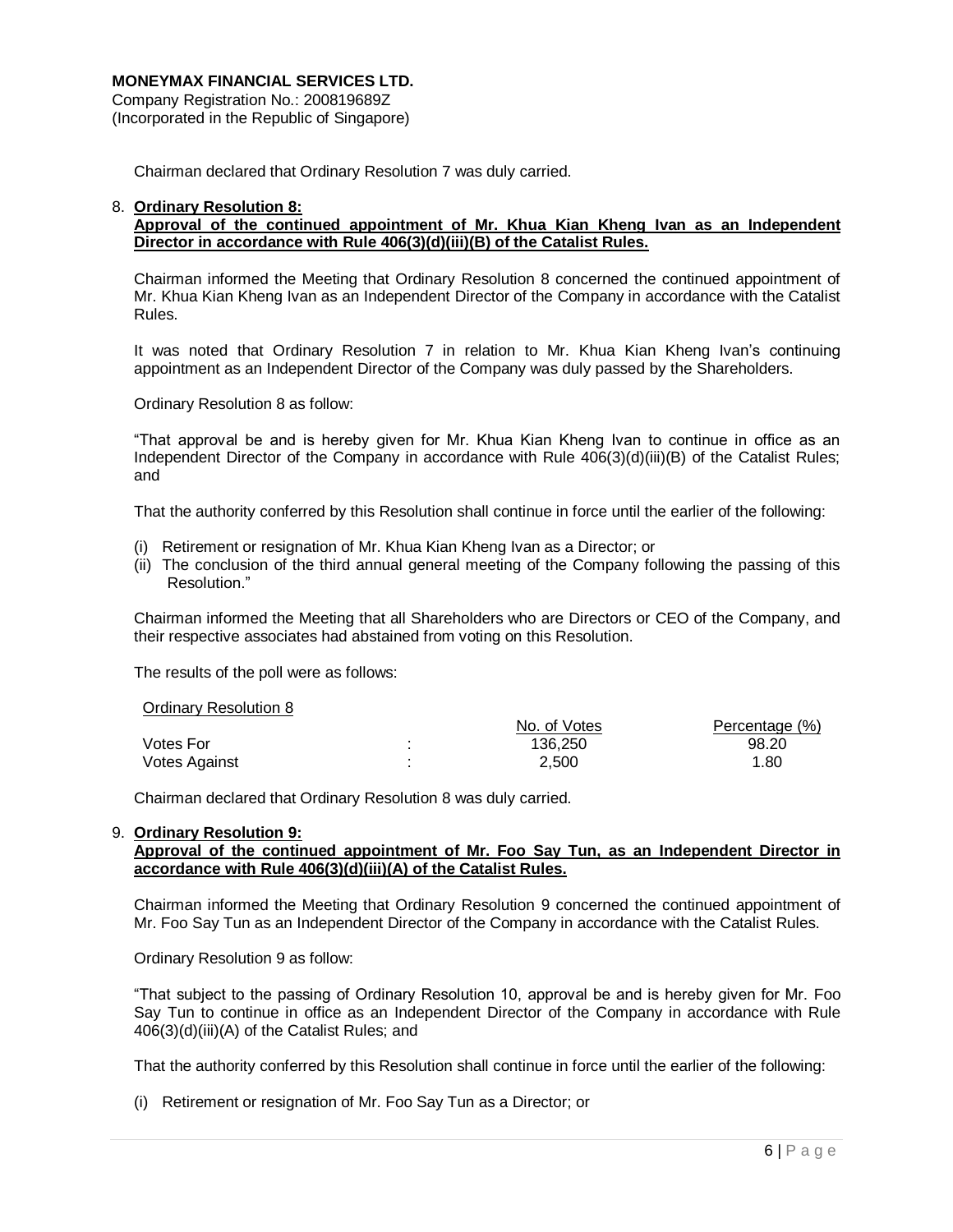Chairman declared that Ordinary Resolution 7 was duly carried.

8. **Ordinary Resolution 8:**
   **Approval of the continued appointment of Mr. Khua Kian Kheng Ivan as an Independent Director in accordance with Rule 406(3)(d)(iii)(B) of the Catalist Rules.**

   Chairman informed the Meeting that Ordinary Resolution 8 concerned the continued appointment of Mr. Khua Kian Kheng Ivan as an Independent Director of the Company in accordance with the Catalist Rules.

   It was noted that Ordinary Resolution 7 in relation to Mr. Khua Kian Kheng Ivan's continuing appointment as an Independent Director of the Company was duly passed by the Shareholders.

   Ordinary Resolution 8 as follow:

   "That approval be and is hereby given for Mr. Khua Kian Kheng Ivan to continue in office as an Independent Director of the Company in accordance with Rule 406(3)(d)(iii)(B) of the Catalist Rules; and

   That the authority conferred by this Resolution shall continue in force until the earlier of the following:

   (i) Retirement or resignation of Mr. Khua Kian Kheng Ivan as a Director; or
   (ii) The conclusion of the third annual general meeting of the Company following the passing of this Resolution."

   Chairman informed the Meeting that all Shareholders who are Directors or CEO of the Company, and their respective associates had abstained from voting on this Resolution.

   The results of the poll were as follows:

   Ordinary Resolution 8

   | | | No. of Votes | Percentage (%) |
   |---|---|---|---|
   | Votes For | : | 136,250 | 98.20 |
   | Votes Against | : | 2,500 | 1.80 |

   Chairman declared that Ordinary Resolution 8 was duly carried.

9. **Ordinary Resolution 9:**
   **Approval of the continued appointment of Mr. Foo Say Tun, as an Independent Director in accordance with Rule 406(3)(d)(iii)(A) of the Catalist Rules.**

   Chairman informed the Meeting that Ordinary Resolution 9 concerned the continued appointment of Mr. Foo Say Tun as an Independent Director of the Company in accordance with the Catalist Rules.

   Ordinary Resolution 9 as follow:

   "That subject to the passing of Ordinary Resolution 10, approval be and is hereby given for Mr. Foo Say Tun to continue in office as an Independent Director of the Company in accordance with Rule 406(3)(d)(iii)(A) of the Catalist Rules; and

   That the authority conferred by this Resolution shall continue in force until the earlier of the following:

   (i) Retirement or resignation of Mr. Foo Say Tun as a Director; or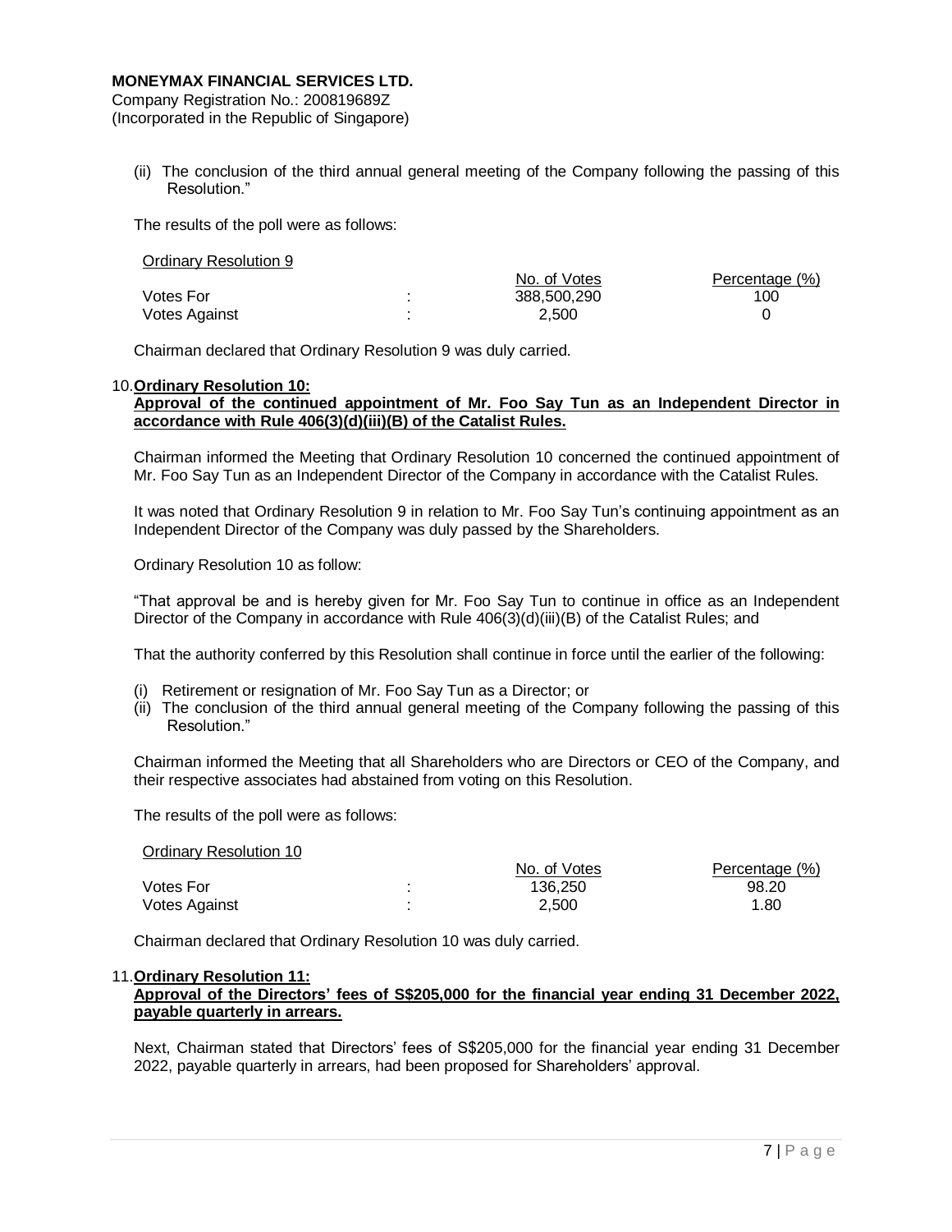**MONEYMAX FINANCIAL SERVICES LTD.**
Company Registration No.: 200819689Z
(Incorporated in the Republic of Singapore)

(ii) The conclusion of the third annual general meeting of the Company following the passing of this Resolution."

The results of the poll were as follows:

Ordinary Resolution 9

| | | No. of Votes | Percentage (%) |
|---|---|---|---|
| Votes For | : | 388,500,290 | 100 |
| Votes Against | : | 2,500 | 0 |

Chairman declared that Ordinary Resolution 9 was duly carried.

10. **Ordinary Resolution 10:**
**Approval of the continued appointment of Mr. Foo Say Tun as an Independent Director in accordance with Rule 406(3)(d)(iii)(B) of the Catalist Rules.**

Chairman informed the Meeting that Ordinary Resolution 10 concerned the continued appointment of Mr. Foo Say Tun as an Independent Director of the Company in accordance with the Catalist Rules.

It was noted that Ordinary Resolution 9 in relation to Mr. Foo Say Tun's continuing appointment as an Independent Director of the Company was duly passed by the Shareholders.

Ordinary Resolution 10 as follow:

"That approval be and is hereby given for Mr. Foo Say Tun to continue in office as an Independent Director of the Company in accordance with Rule 406(3)(d)(iii)(B) of the Catalist Rules; and

That the authority conferred by this Resolution shall continue in force until the earlier of the following:

(i) Retirement or resignation of Mr. Foo Say Tun as a Director; or
(ii) The conclusion of the third annual general meeting of the Company following the passing of this Resolution."

Chairman informed the Meeting that all Shareholders who are Directors or CEO of the Company, and their respective associates had abstained from voting on this Resolution.

The results of the poll were as follows:

Ordinary Resolution 10

| | | No. of Votes | Percentage (%) |
|---|---|---|---|
| Votes For | : | 136,250 | 98.20 |
| Votes Against | : | 2,500 | 1.80 |

Chairman declared that Ordinary Resolution 10 was duly carried.

11. **Ordinary Resolution 11:**
**Approval of the Directors' fees of S$205,000 for the financial year ending 31 December 2022, payable quarterly in arrears.**

Next, Chairman stated that Directors' fees of S$205,000 for the financial year ending 31 December 2022, payable quarterly in arrears, had been proposed for Shareholders' approval.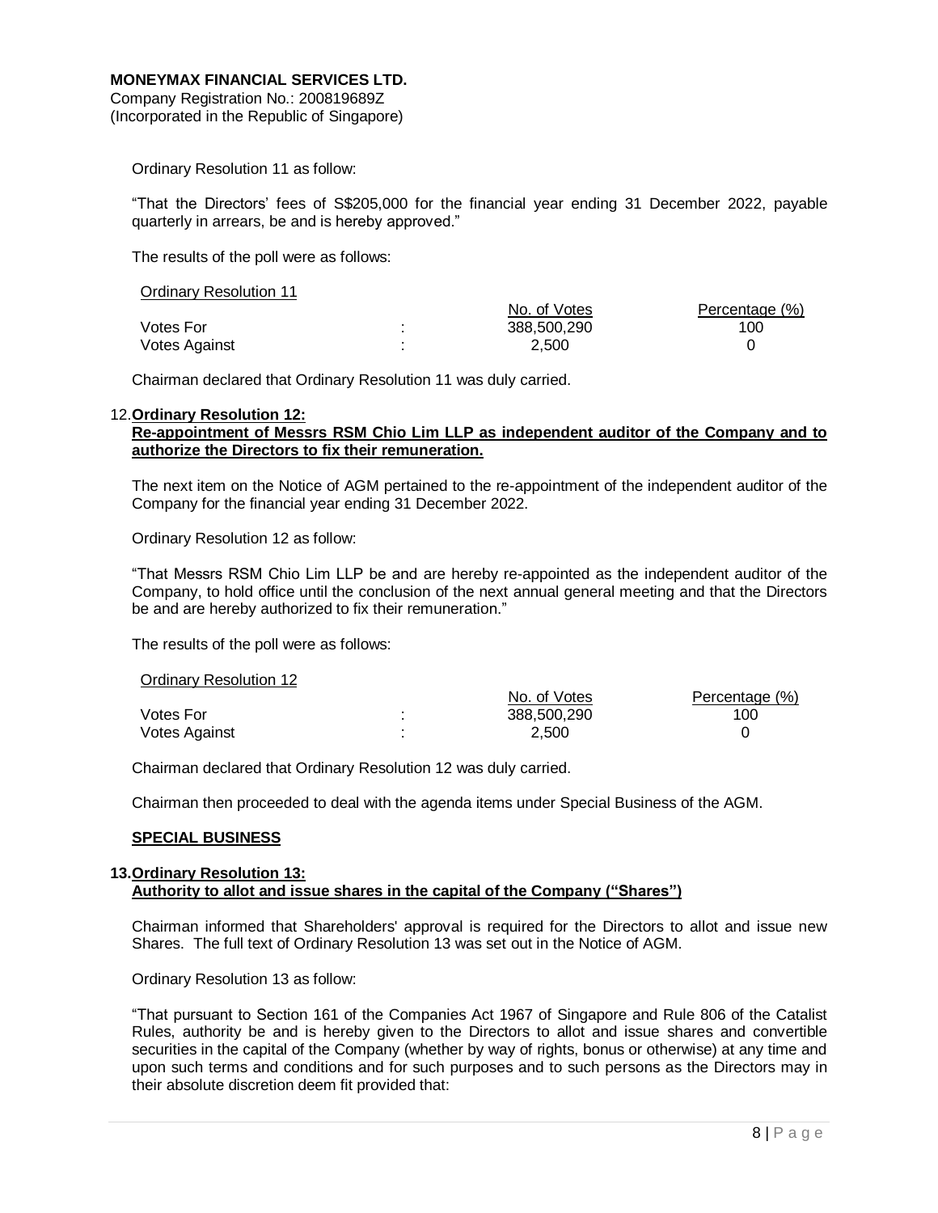Ordinary Resolution 11 as follow:

"That the Directors' fees of S$205,000 for the financial year ending 31 December 2022, payable quarterly in arrears, be and is hereby approved."

The results of the poll were as follows:

<u>Ordinary Resolution 11</u>

| | | No. of Votes | Percentage (%) |
|---|---|---|---|
| Votes For | : | 388,500,290 | 100 |
| Votes Against | : | 2,500 | 0 |

Chairman declared that Ordinary Resolution 11 was duly carried.

12. **Ordinary Resolution 12:**
**Re-appointment of Messrs RSM Chio Lim LLP as independent auditor of the Company and to authorize the Directors to fix their remuneration.**

The next item on the Notice of AGM pertained to the re-appointment of the independent auditor of the Company for the financial year ending 31 December 2022.

Ordinary Resolution 12 as follow:

"That Messrs RSM Chio Lim LLP be and are hereby re-appointed as the independent auditor of the Company, to hold office until the conclusion of the next annual general meeting and that the Directors be and are hereby authorized to fix their remuneration."

The results of the poll were as follows:

<u>Ordinary Resolution 12</u>

| | | No. of Votes | Percentage (%) |
|---|---|---|---|
| Votes For | : | 388,500,290 | 100 |
| Votes Against | : | 2,500 | 0 |

Chairman declared that Ordinary Resolution 12 was duly carried.

Chairman then proceeded to deal with the agenda items under Special Business of the AGM.

**SPECIAL BUSINESS**

**13. Ordinary Resolution 13:**
**Authority to allot and issue shares in the capital of the Company ("Shares")**

Chairman informed that Shareholders' approval is required for the Directors to allot and issue new Shares. The full text of Ordinary Resolution 13 was set out in the Notice of AGM.

Ordinary Resolution 13 as follow:

"That pursuant to Section 161 of the Companies Act 1967 of Singapore and Rule 806 of the Catalist Rules, authority be and is hereby given to the Directors to allot and issue shares and convertible securities in the capital of the Company (whether by way of rights, bonus or otherwise) at any time and upon such terms and conditions and for such purposes and to such persons as the Directors may in their absolute discretion deem fit provided that: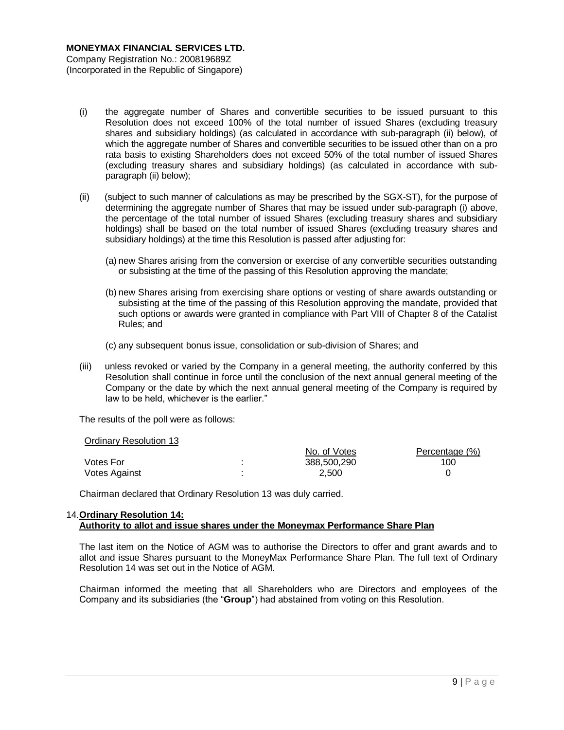(i) the aggregate number of Shares and convertible securities to be issued pursuant to this Resolution does not exceed 100% of the total number of issued Shares (excluding treasury shares and subsidiary holdings) (as calculated in accordance with sub-paragraph (ii) below), of which the aggregate number of Shares and convertible securities to be issued other than on a pro rata basis to existing Shareholders does not exceed 50% of the total number of issued Shares (excluding treasury shares and subsidiary holdings) (as calculated in accordance with sub-paragraph (ii) below);

(ii) (subject to such manner of calculations as may be prescribed by the SGX-ST), for the purpose of determining the aggregate number of Shares that may be issued under sub-paragraph (i) above, the percentage of the total number of issued Shares (excluding treasury shares and subsidiary holdings) shall be based on the total number of issued Shares (excluding treasury shares and subsidiary holdings) at the time this Resolution is passed after adjusting for:

(a) new Shares arising from the conversion or exercise of any convertible securities outstanding or subsisting at the time of the passing of this Resolution approving the mandate;

(b) new Shares arising from exercising share options or vesting of share awards outstanding or subsisting at the time of the passing of this Resolution approving the mandate, provided that such options or awards were granted in compliance with Part VIII of Chapter 8 of the Catalist Rules; and

(c) any subsequent bonus issue, consolidation or sub-division of Shares; and

(iii) unless revoked or varied by the Company in a general meeting, the authority conferred by this Resolution shall continue in force until the conclusion of the next annual general meeting of the Company or the date by which the next annual general meeting of the Company is required by law to be held, whichever is the earlier."

The results of the poll were as follows:

Ordinary Resolution 13

| | | No. of Votes | Percentage (%) |
|---|---|---|---|
| Votes For | : | 388,500,290 | 100 |
| Votes Against | : | 2,500 | 0 |

Chairman declared that Ordinary Resolution 13 was duly carried.

14. **Ordinary Resolution 14:**
**Authority to allot and issue shares under the Moneymax Performance Share Plan**

The last item on the Notice of AGM was to authorise the Directors to offer and grant awards and to allot and issue Shares pursuant to the MoneyMax Performance Share Plan. The full text of Ordinary Resolution 14 was set out in the Notice of AGM.

Chairman informed the meeting that all Shareholders who are Directors and employees of the Company and its subsidiaries (the "**Group**") had abstained from voting on this Resolution.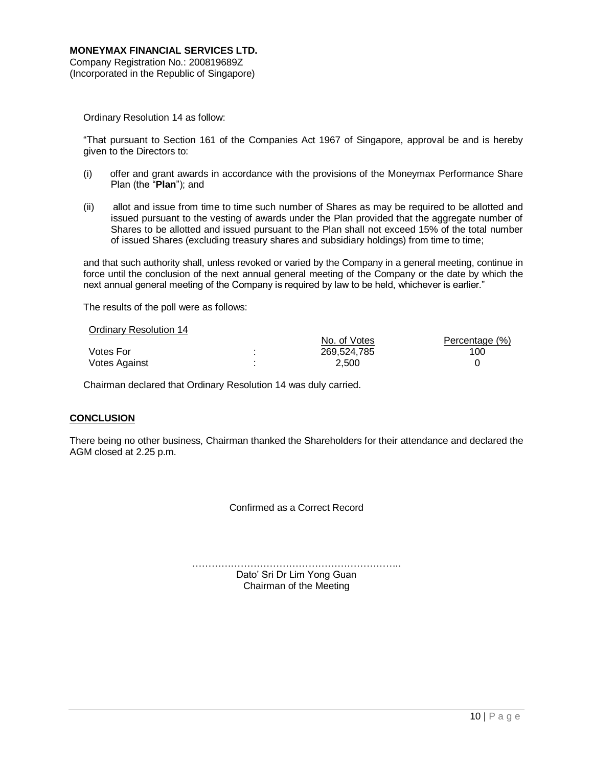**MONEYMAX FINANCIAL SERVICES LTD.**
Company Registration No.: 200819689Z
(Incorporated in the Republic of Singapore)

Ordinary Resolution 14 as follow:

"That pursuant to Section 161 of the Companies Act 1967 of Singapore, approval be and is hereby given to the Directors to:

(i) offer and grant awards in accordance with the provisions of the Moneymax Performance Share Plan (the "**Plan**"); and

(ii) allot and issue from time to time such number of Shares as may be required to be allotted and issued pursuant to the vesting of awards under the Plan provided that the aggregate number of Shares to be allotted and issued pursuant to the Plan shall not exceed 15% of the total number of issued Shares (excluding treasury shares and subsidiary holdings) from time to time;

and that such authority shall, unless revoked or varied by the Company in a general meeting, continue in force until the conclusion of the next annual general meeting of the Company or the date by which the next annual general meeting of the Company is required by law to be held, whichever is earlier."

The results of the poll were as follows:

Ordinary Resolution 14

| | | No. of Votes | Percentage (%) |
|---|---|---|---|
| Votes For | : | 269,524,785 | 100 |
| Votes Against | : | 2,500 | 0 |

Chairman declared that Ordinary Resolution 14 was duly carried.

## CONCLUSION

There being no other business, Chairman thanked the Shareholders for their attendance and declared the AGM closed at 2.25 p.m.

Confirmed as a Correct Record

……………………………………………………..
Dato' Sri Dr Lim Yong Guan
Chairman of the Meeting